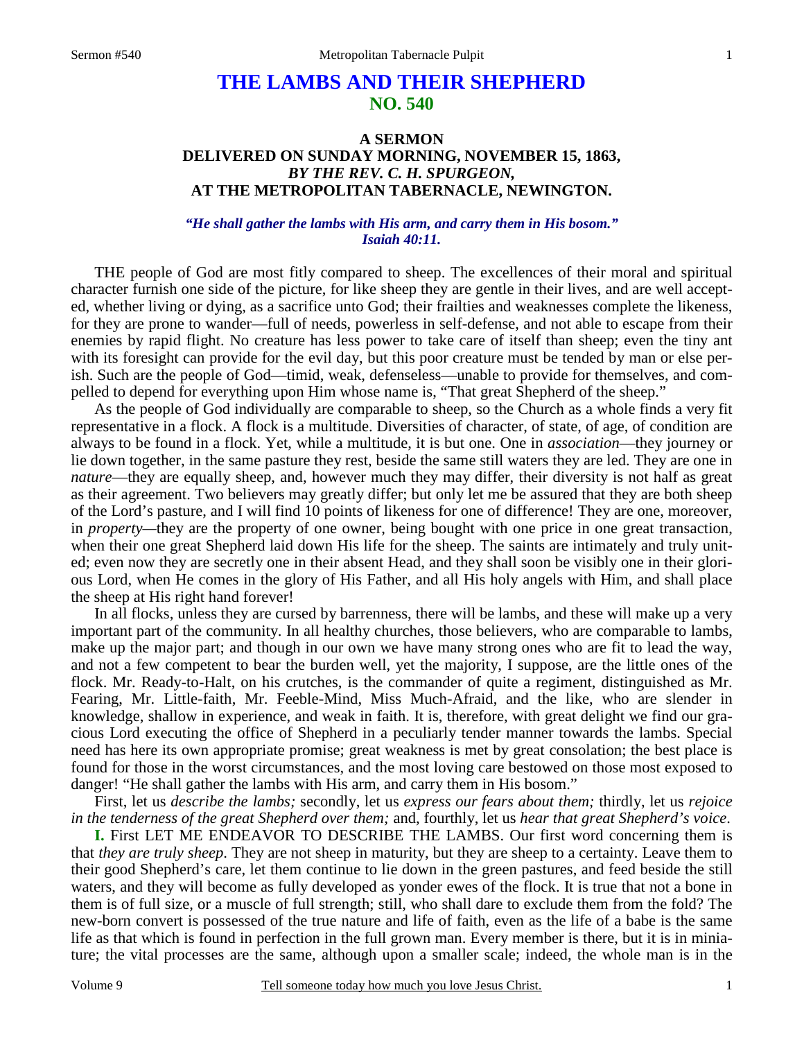# THE LAMBS AND THEIR SHEPHERD
## NO. 540

### A SERMON
### DELIVERED ON SUNDAY MORNING, NOVEMBER 15, 1863,
### *BY THE REV. C. H. SPURGEON,*
### AT THE METROPOLITAN TABERNACLE, NEWINGTON.

*"He shall gather the lambs with His arm, and carry them in His bosom."*
*Isaiah 40:11.*

THE people of God are most fitly compared to sheep. The excellences of their moral and spiritual character furnish one side of the picture, for like sheep they are gentle in their lives, and are well accepted, whether living or dying, as a sacrifice unto God; their frailties and weaknesses complete the likeness, for they are prone to wander—full of needs, powerless in self-defense, and not able to escape from their enemies by rapid flight. No creature has less power to take care of itself than sheep; even the tiny ant with its foresight can provide for the evil day, but this poor creature must be tended by man or else perish. Such are the people of God—timid, weak, defenseless—unable to provide for themselves, and compelled to depend for everything upon Him whose name is, "That great Shepherd of the sheep."

As the people of God individually are comparable to sheep, so the Church as a whole finds a very fit representative in a flock. A flock is a multitude. Diversities of character, of state, of age, of condition are always to be found in a flock. Yet, while a multitude, it is but one. One in *association*—they journey or lie down together, in the same pasture they rest, beside the same still waters they are led. They are one in *nature*—they are equally sheep, and, however much they may differ, their diversity is not half as great as their agreement. Two believers may greatly differ; but only let me be assured that they are both sheep of the Lord's pasture, and I will find 10 points of likeness for one of difference! They are one, moreover, in *property*—they are the property of one owner, being bought with one price in one great transaction, when their one great Shepherd laid down His life for the sheep. The saints are intimately and truly united; even now they are secretly one in their absent Head, and they shall soon be visibly one in their glorious Lord, when He comes in the glory of His Father, and all His holy angels with Him, and shall place the sheep at His right hand forever!

In all flocks, unless they are cursed by barrenness, there will be lambs, and these will make up a very important part of the community. In all healthy churches, those believers, who are comparable to lambs, make up the major part; and though in our own we have many strong ones who are fit to lead the way, and not a few competent to bear the burden well, yet the majority, I suppose, are the little ones of the flock. Mr. Ready-to-Halt, on his crutches, is the commander of quite a regiment, distinguished as Mr. Fearing, Mr. Little-faith, Mr. Feeble-Mind, Miss Much-Afraid, and the like, who are slender in knowledge, shallow in experience, and weak in faith. It is, therefore, with great delight we find our gracious Lord executing the office of Shepherd in a peculiarly tender manner towards the lambs. Special need has here its own appropriate promise; great weakness is met by great consolation; the best place is found for those in the worst circumstances, and the most loving care bestowed on those most exposed to danger! "He shall gather the lambs with His arm, and carry them in His bosom."

First, let us *describe the lambs;* secondly, let us *express our fears about them;* thirdly, let us *rejoice in the tenderness of the great Shepherd over them;* and, fourthly, let us *hear that great Shepherd's voice*.

**I.** First LET ME ENDEAVOR TO DESCRIBE THE LAMBS. Our first word concerning them is that *they are truly sheep*. They are not sheep in maturity, but they are sheep to a certainty. Leave them to their good Shepherd's care, let them continue to lie down in the green pastures, and feed beside the still waters, and they will become as fully developed as yonder ewes of the flock. It is true that not a bone in them is of full size, or a muscle of full strength; still, who shall dare to exclude them from the fold? The new-born convert is possessed of the true nature and life of faith, even as the life of a babe is the same life as that which is found in perfection in the full grown man. Every member is there, but it is in miniature; the vital processes are the same, although upon a smaller scale; indeed, the whole man is in the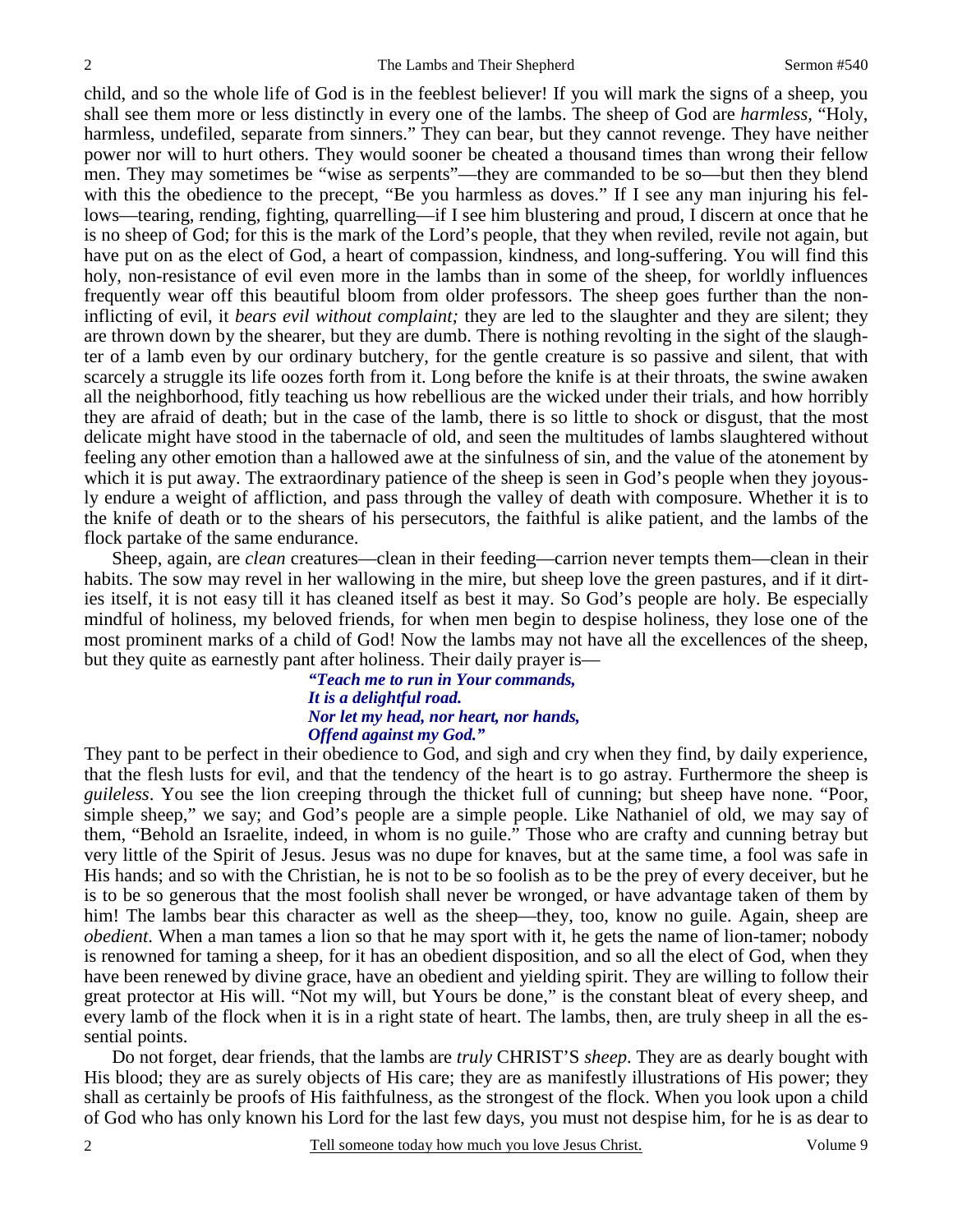child, and so the whole life of God is in the feeblest believer! If you will mark the signs of a sheep, you shall see them more or less distinctly in every one of the lambs. The sheep of God are *harmless,* "Holy, harmless, undefiled, separate from sinners." They can bear, but they cannot revenge. They have neither power nor will to hurt others. They would sooner be cheated a thousand times than wrong their fellow men. They may sometimes be "wise as serpents"—they are commanded to be so—but then they blend with this the obedience to the precept, "Be you harmless as doves." If I see any man injuring his fellows—tearing, rending, fighting, quarrelling—if I see him blustering and proud, I discern at once that he is no sheep of God; for this is the mark of the Lord's people, that they when reviled, revile not again, but have put on as the elect of God, a heart of compassion, kindness, and long-suffering. You will find this holy, non-resistance of evil even more in the lambs than in some of the sheep, for worldly influences frequently wear off this beautiful bloom from older professors. The sheep goes further than the non-inflicting of evil, it *bears evil without complaint;* they are led to the slaughter and they are silent; they are thrown down by the shearer, but they are dumb. There is nothing revolting in the sight of the slaughter of a lamb even by our ordinary butchery, for the gentle creature is so passive and silent, that with scarcely a struggle its life oozes forth from it. Long before the knife is at their throats, the swine awaken all the neighborhood, fitly teaching us how rebellious are the wicked under their trials, and how horribly they are afraid of death; but in the case of the lamb, there is so little to shock or disgust, that the most delicate might have stood in the tabernacle of old, and seen the multitudes of lambs slaughtered without feeling any other emotion than a hallowed awe at the sinfulness of sin, and the value of the atonement by which it is put away. The extraordinary patience of the sheep is seen in God's people when they joyously endure a weight of affliction, and pass through the valley of death with composure. Whether it is to the knife of death or to the shears of his persecutors, the faithful is alike patient, and the lambs of the flock partake of the same endurance.

Sheep, again, are *clean* creatures—clean in their feeding—carrion never tempts them—clean in their habits. The sow may revel in her wallowing in the mire, but sheep love the green pastures, and if it dirties itself, it is not easy till it has cleaned itself as best it may. So God's people are holy. Be especially mindful of holiness, my beloved friends, for when men begin to despise holiness, they lose one of the most prominent marks of a child of God! Now the lambs may not have all the excellences of the sheep, but they quite as earnestly pant after holiness. Their daily prayer is—

> ***"Teach me to run in Your commands,***
> ***It is a delightful road.***
> ***Nor let my head, nor heart, nor hands,***
> ***Offend against my God."***

They pant to be perfect in their obedience to God, and sigh and cry when they find, by daily experience, that the flesh lusts for evil, and that the tendency of the heart is to go astray. Furthermore the sheep is *guileless*. You see the lion creeping through the thicket full of cunning; but sheep have none. "Poor, simple sheep," we say; and God's people are a simple people. Like Nathaniel of old, we may say of them, "Behold an Israelite, indeed, in whom is no guile." Those who are crafty and cunning betray but very little of the Spirit of Jesus. Jesus was no dupe for knaves, but at the same time, a fool was safe in His hands; and so with the Christian, he is not to be so foolish as to be the prey of every deceiver, but he is to be so generous that the most foolish shall never be wronged, or have advantage taken of them by him! The lambs bear this character as well as the sheep—they, too, know no guile. Again, sheep are *obedient*. When a man tames a lion so that he may sport with it, he gets the name of lion-tamer; nobody is renowned for taming a sheep, for it has an obedient disposition, and so all the elect of God, when they have been renewed by divine grace, have an obedient and yielding spirit. They are willing to follow their great protector at His will. "Not my will, but Yours be done," is the constant bleat of every sheep, and every lamb of the flock when it is in a right state of heart. The lambs, then, are truly sheep in all the essential points.

Do not forget, dear friends, that the lambs are *truly* CHRIST'S *sheep*. They are as dearly bought with His blood; they are as surely objects of His care; they are as manifestly illustrations of His power; they shall as certainly be proofs of His faithfulness, as the strongest of the flock. When you look upon a child of God who has only known his Lord for the last few days, you must not despise him, for he is as dear to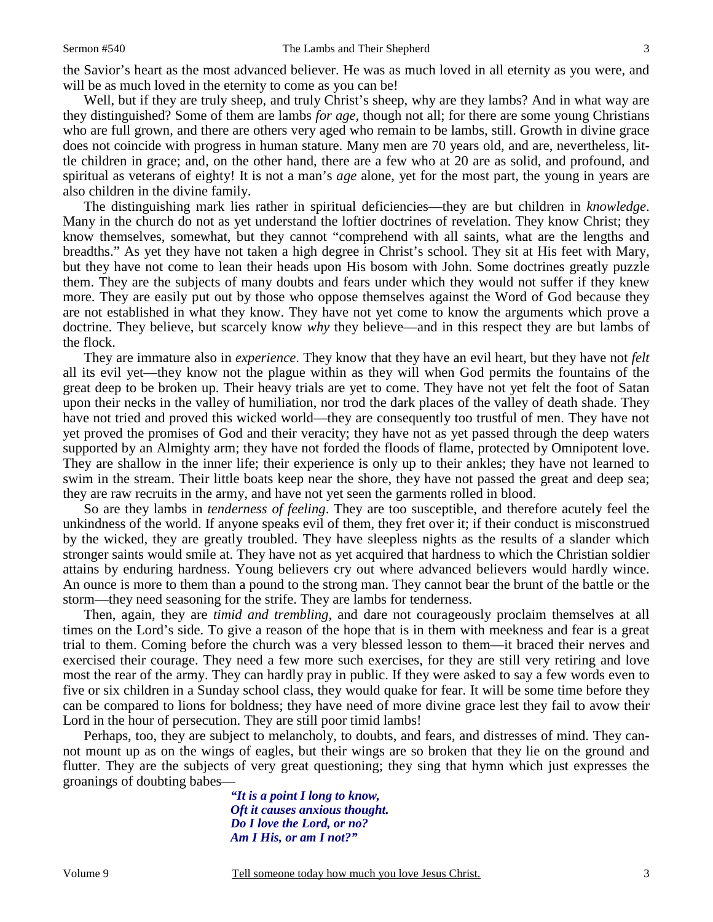the Savior's heart as the most advanced believer. He was as much loved in all eternity as you were, and will be as much loved in the eternity to come as you can be!

Well, but if they are truly sheep, and truly Christ's sheep, why are they lambs? And in what way are they distinguished? Some of them are lambs *for age,* though not all; for there are some young Christians who are full grown, and there are others very aged who remain to be lambs, still. Growth in divine grace does not coincide with progress in human stature. Many men are 70 years old, and are, nevertheless, little children in grace; and, on the other hand, there are a few who at 20 are as solid, and profound, and spiritual as veterans of eighty! It is not a man's *age* alone, yet for the most part, the young in years are also children in the divine family.

The distinguishing mark lies rather in spiritual deficiencies—they are but children in *knowledge*. Many in the church do not as yet understand the loftier doctrines of revelation. They know Christ; they know themselves, somewhat, but they cannot "comprehend with all saints, what are the lengths and breadths." As yet they have not taken a high degree in Christ's school. They sit at His feet with Mary, but they have not come to lean their heads upon His bosom with John. Some doctrines greatly puzzle them. They are the subjects of many doubts and fears under which they would not suffer if they knew more. They are easily put out by those who oppose themselves against the Word of God because they are not established in what they know. They have not yet come to know the arguments which prove a doctrine. They believe, but scarcely know *why* they believe—and in this respect they are but lambs of the flock.

They are immature also in *experience*. They know that they have an evil heart, but they have not *felt* all its evil yet—they know not the plague within as they will when God permits the fountains of the great deep to be broken up. Their heavy trials are yet to come. They have not yet felt the foot of Satan upon their necks in the valley of humiliation, nor trod the dark places of the valley of death shade. They have not tried and proved this wicked world—they are consequently too trustful of men. They have not yet proved the promises of God and their veracity; they have not as yet passed through the deep waters supported by an Almighty arm; they have not forded the floods of flame, protected by Omnipotent love. They are shallow in the inner life; their experience is only up to their ankles; they have not learned to swim in the stream. Their little boats keep near the shore, they have not passed the great and deep sea; they are raw recruits in the army, and have not yet seen the garments rolled in blood.

So are they lambs in *tenderness of feeling*. They are too susceptible, and therefore acutely feel the unkindness of the world. If anyone speaks evil of them, they fret over it; if their conduct is misconstrued by the wicked, they are greatly troubled. They have sleepless nights as the results of a slander which stronger saints would smile at. They have not as yet acquired that hardness to which the Christian soldier attains by enduring hardness. Young believers cry out where advanced believers would hardly wince. An ounce is more to them than a pound to the strong man. They cannot bear the brunt of the battle or the storm—they need seasoning for the strife. They are lambs for tenderness.

Then, again, they are *timid and trembling,* and dare not courageously proclaim themselves at all times on the Lord's side. To give a reason of the hope that is in them with meekness and fear is a great trial to them. Coming before the church was a very blessed lesson to them—it braced their nerves and exercised their courage. They need a few more such exercises, for they are still very retiring and love most the rear of the army. They can hardly pray in public. If they were asked to say a few words even to five or six children in a Sunday school class, they would quake for fear. It will be some time before they can be compared to lions for boldness; they have need of more divine grace lest they fail to avow their Lord in the hour of persecution. They are still poor timid lambs!

Perhaps, too, they are subject to melancholy, to doubts, and fears, and distresses of mind. They cannot mount up as on the wings of eagles, but their wings are so broken that they lie on the ground and flutter. They are the subjects of very great questioning; they sing that hymn which just expresses the groanings of doubting babes—

> ***"It is a point I long to know,***
> ***Oft it causes anxious thought.***
> ***Do I love the Lord, or no?***
> ***Am I His, or am I not?"***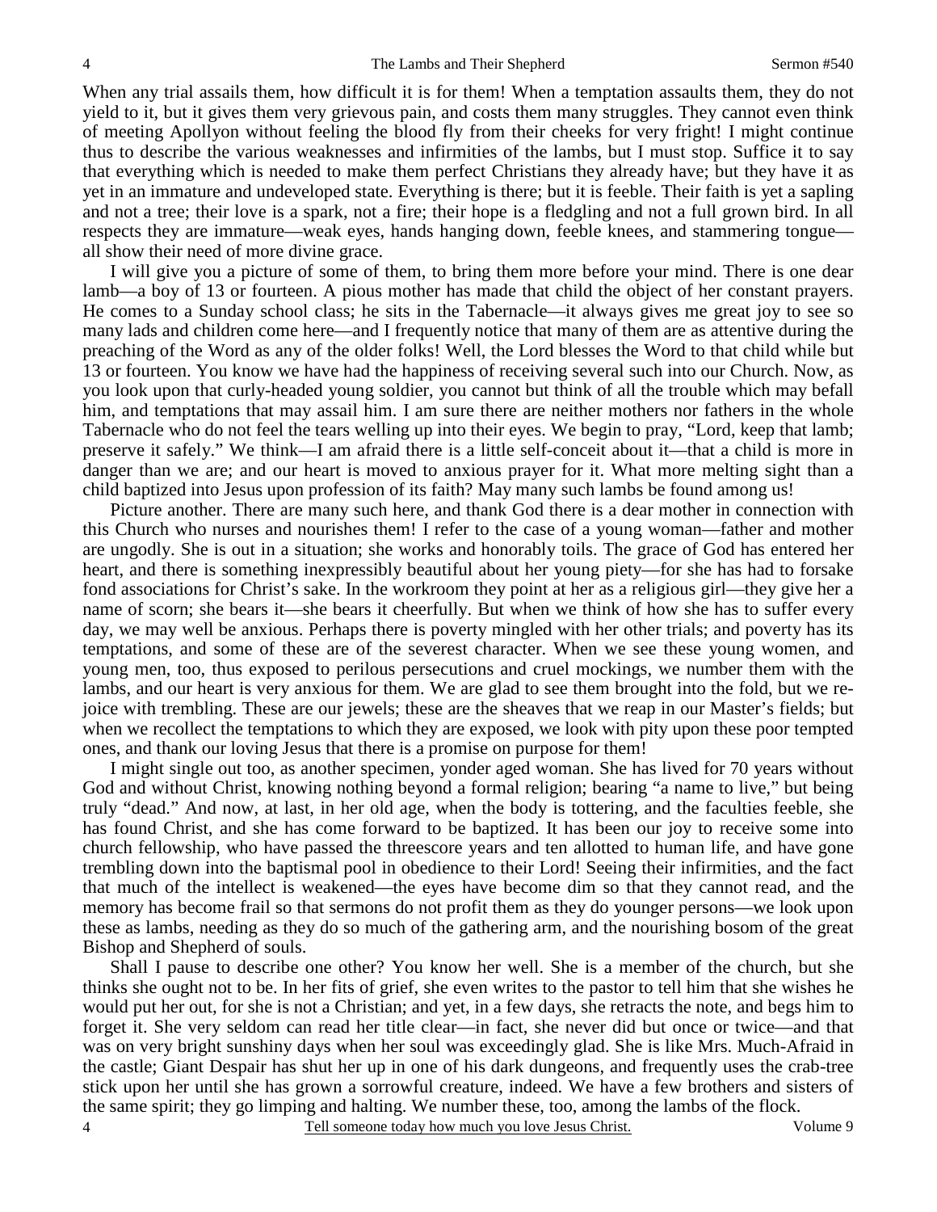When any trial assails them, how difficult it is for them! When a temptation assaults them, they do not yield to it, but it gives them very grievous pain, and costs them many struggles. They cannot even think of meeting Apollyon without feeling the blood fly from their cheeks for very fright! I might continue thus to describe the various weaknesses and infirmities of the lambs, but I must stop. Suffice it to say that everything which is needed to make them perfect Christians they already have; but they have it as yet in an immature and undeveloped state. Everything is there; but it is feeble. Their faith is yet a sapling and not a tree; their love is a spark, not a fire; their hope is a fledgling and not a full grown bird. In all respects they are immature—weak eyes, hands hanging down, feeble knees, and stammering tongue—all show their need of more divine grace.

I will give you a picture of some of them, to bring them more before your mind. There is one dear lamb—a boy of 13 or fourteen. A pious mother has made that child the object of her constant prayers. He comes to a Sunday school class; he sits in the Tabernacle—it always gives me great joy to see so many lads and children come here—and I frequently notice that many of them are as attentive during the preaching of the Word as any of the older folks! Well, the Lord blesses the Word to that child while but 13 or fourteen. You know we have had the happiness of receiving several such into our Church. Now, as you look upon that curly-headed young soldier, you cannot but think of all the trouble which may befall him, and temptations that may assail him. I am sure there are neither mothers nor fathers in the whole Tabernacle who do not feel the tears welling up into their eyes. We begin to pray, "Lord, keep that lamb; preserve it safely." We think—I am afraid there is a little self-conceit about it—that a child is more in danger than we are; and our heart is moved to anxious prayer for it. What more melting sight than a child baptized into Jesus upon profession of its faith? May many such lambs be found among us!

Picture another. There are many such here, and thank God there is a dear mother in connection with this Church who nurses and nourishes them! I refer to the case of a young woman—father and mother are ungodly. She is out in a situation; she works and honorably toils. The grace of God has entered her heart, and there is something inexpressibly beautiful about her young piety—for she has had to forsake fond associations for Christ's sake. In the workroom they point at her as a religious girl—they give her a name of scorn; she bears it—she bears it cheerfully. But when we think of how she has to suffer every day, we may well be anxious. Perhaps there is poverty mingled with her other trials; and poverty has its temptations, and some of these are of the severest character. When we see these young women, and young men, too, thus exposed to perilous persecutions and cruel mockings, we number them with the lambs, and our heart is very anxious for them. We are glad to see them brought into the fold, but we rejoice with trembling. These are our jewels; these are the sheaves that we reap in our Master's fields; but when we recollect the temptations to which they are exposed, we look with pity upon these poor tempted ones, and thank our loving Jesus that there is a promise on purpose for them!

I might single out too, as another specimen, yonder aged woman. She has lived for 70 years without God and without Christ, knowing nothing beyond a formal religion; bearing "a name to live," but being truly "dead." And now, at last, in her old age, when the body is tottering, and the faculties feeble, she has found Christ, and she has come forward to be baptized. It has been our joy to receive some into church fellowship, who have passed the threescore years and ten allotted to human life, and have gone trembling down into the baptismal pool in obedience to their Lord! Seeing their infirmities, and the fact that much of the intellect is weakened—the eyes have become dim so that they cannot read, and the memory has become frail so that sermons do not profit them as they do younger persons—we look upon these as lambs, needing as they do so much of the gathering arm, and the nourishing bosom of the great Bishop and Shepherd of souls.

Shall I pause to describe one other? You know her well. She is a member of the church, but she thinks she ought not to be. In her fits of grief, she even writes to the pastor to tell him that she wishes he would put her out, for she is not a Christian; and yet, in a few days, she retracts the note, and begs him to forget it. She very seldom can read her title clear—in fact, she never did but once or twice—and that was on very bright sunshiny days when her soul was exceedingly glad. She is like Mrs. Much-Afraid in the castle; Giant Despair has shut her up in one of his dark dungeons, and frequently uses the crab-tree stick upon her until she has grown a sorrowful creature, indeed. We have a few brothers and sisters of the same spirit; they go limping and halting. We number these, too, among the lambs of the flock.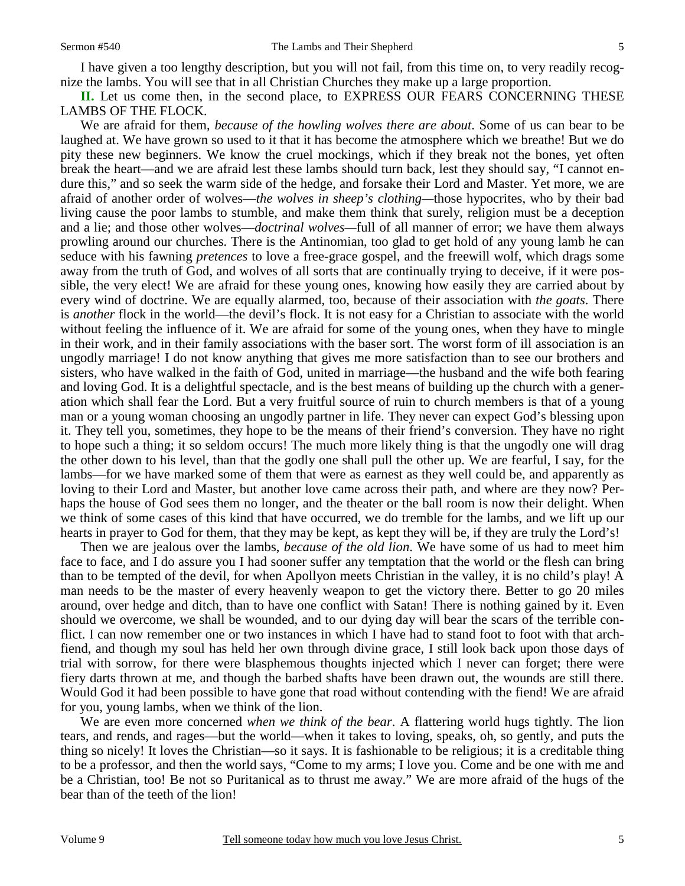I have given a too lengthy description, but you will not fail, from this time on, to very readily recognize the lambs. You will see that in all Christian Churches they make up a large proportion.

**II.** Let us come then, in the second place, to EXPRESS OUR FEARS CONCERNING THESE LAMBS OF THE FLOCK.

We are afraid for them, *because of the howling wolves there are about*. Some of us can bear to be laughed at. We have grown so used to it that it has become the atmosphere which we breathe! But we do pity these new beginners. We know the cruel mockings, which if they break not the bones, yet often break the heart—and we are afraid lest these lambs should turn back, lest they should say, "I cannot endure this," and so seek the warm side of the hedge, and forsake their Lord and Master. Yet more, we are afraid of another order of wolves—*the wolves in sheep's clothing*—those hypocrites, who by their bad living cause the poor lambs to stumble, and make them think that surely, religion must be a deception and a lie; and those other wolves—*doctrinal wolves*—full of all manner of error; we have them always prowling around our churches. There is the Antinomian, too glad to get hold of any young lamb he can seduce with his fawning *pretences* to love a free-grace gospel, and the freewill wolf, which drags some away from the truth of God, and wolves of all sorts that are continually trying to deceive, if it were possible, the very elect! We are afraid for these young ones, knowing how easily they are carried about by every wind of doctrine. We are equally alarmed, too, because of their association with *the goats*. There is *another* flock in the world—the devil's flock. It is not easy for a Christian to associate with the world without feeling the influence of it. We are afraid for some of the young ones, when they have to mingle in their work, and in their family associations with the baser sort. The worst form of ill association is an ungodly marriage! I do not know anything that gives me more satisfaction than to see our brothers and sisters, who have walked in the faith of God, united in marriage—the husband and the wife both fearing and loving God. It is a delightful spectacle, and is the best means of building up the church with a generation which shall fear the Lord. But a very fruitful source of ruin to church members is that of a young man or a young woman choosing an ungodly partner in life. They never can expect God's blessing upon it. They tell you, sometimes, they hope to be the means of their friend's conversion. They have no right to hope such a thing; it so seldom occurs! The much more likely thing is that the ungodly one will drag the other down to his level, than that the godly one shall pull the other up. We are fearful, I say, for the lambs—for we have marked some of them that were as earnest as they well could be, and apparently as loving to their Lord and Master, but another love came across their path, and where are they now? Perhaps the house of God sees them no longer, and the theater or the ball room is now their delight. When we think of some cases of this kind that have occurred, we do tremble for the lambs, and we lift up our hearts in prayer to God for them, that they may be kept, as kept they will be, if they are truly the Lord's!

Then we are jealous over the lambs, *because of the old lion*. We have some of us had to meet him face to face, and I do assure you I had sooner suffer any temptation that the world or the flesh can bring than to be tempted of the devil, for when Apollyon meets Christian in the valley, it is no child's play! A man needs to be the master of every heavenly weapon to get the victory there. Better to go 20 miles around, over hedge and ditch, than to have one conflict with Satan! There is nothing gained by it. Even should we overcome, we shall be wounded, and to our dying day will bear the scars of the terrible conflict. I can now remember one or two instances in which I have had to stand foot to foot with that arch-fiend, and though my soul has held her own through divine grace, I still look back upon those days of trial with sorrow, for there were blasphemous thoughts injected which I never can forget; there were fiery darts thrown at me, and though the barbed shafts have been drawn out, the wounds are still there. Would God it had been possible to have gone that road without contending with the fiend! We are afraid for you, young lambs, when we think of the lion.

We are even more concerned *when we think of the bear*. A flattering world hugs tightly. The lion tears, and rends, and rages—but the world—when it takes to loving, speaks, oh, so gently, and puts the thing so nicely! It loves the Christian—so it says. It is fashionable to be religious; it is a creditable thing to be a professor, and then the world says, "Come to my arms; I love you. Come and be one with me and be a Christian, too! Be not so Puritanical as to thrust me away." We are more afraid of the hugs of the bear than of the teeth of the lion!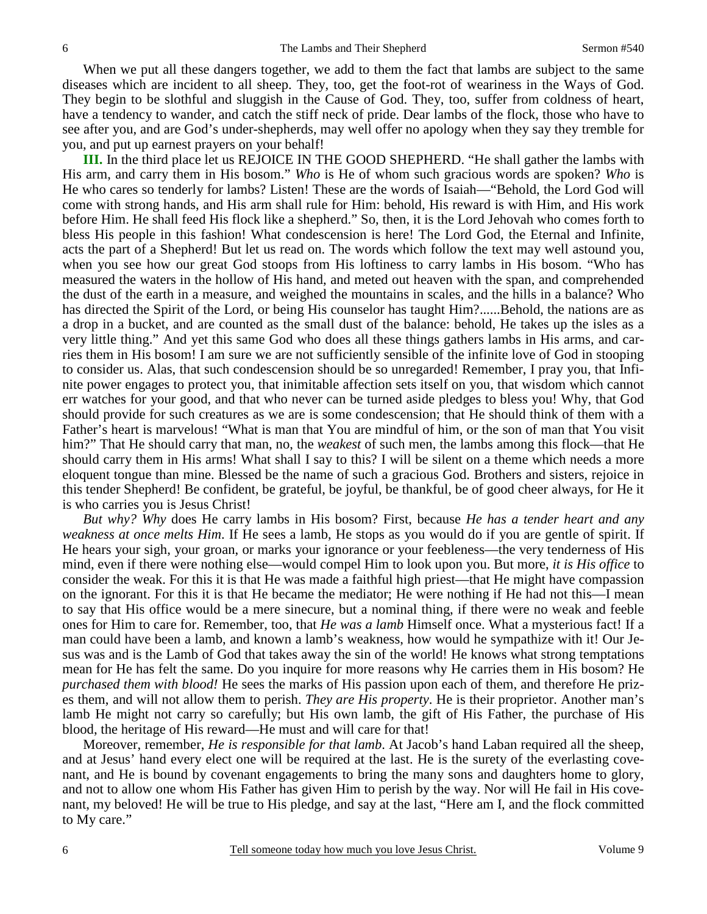When we put all these dangers together, we add to them the fact that lambs are subject to the same diseases which are incident to all sheep. They, too, get the foot-rot of weariness in the Ways of God. They begin to be slothful and sluggish in the Cause of God. They, too, suffer from coldness of heart, have a tendency to wander, and catch the stiff neck of pride. Dear lambs of the flock, those who have to see after you, and are God's under-shepherds, may well offer no apology when they say they tremble for you, and put up earnest prayers on your behalf!

**III.** In the third place let us REJOICE IN THE GOOD SHEPHERD. "He shall gather the lambs with His arm, and carry them in His bosom." *Who* is He of whom such gracious words are spoken? *Who* is He who cares so tenderly for lambs? Listen! These are the words of Isaiah—"Behold, the Lord God will come with strong hands, and His arm shall rule for Him: behold, His reward is with Him, and His work before Him. He shall feed His flock like a shepherd." So, then, it is the Lord Jehovah who comes forth to bless His people in this fashion! What condescension is here! The Lord God, the Eternal and Infinite, acts the part of a Shepherd! But let us read on. The words which follow the text may well astound you, when you see how our great God stoops from His loftiness to carry lambs in His bosom. "Who has measured the waters in the hollow of His hand, and meted out heaven with the span, and comprehended the dust of the earth in a measure, and weighed the mountains in scales, and the hills in a balance? Who has directed the Spirit of the Lord, or being His counselor has taught Him?......Behold, the nations are as a drop in a bucket, and are counted as the small dust of the balance: behold, He takes up the isles as a very little thing." And yet this same God who does all these things gathers lambs in His arms, and carries them in His bosom! I am sure we are not sufficiently sensible of the infinite love of God in stooping to consider us. Alas, that such condescension should be so unregarded! Remember, I pray you, that Infinite power engages to protect you, that inimitable affection sets itself on you, that wisdom which cannot err watches for your good, and that who never can be turned aside pledges to bless you! Why, that God should provide for such creatures as we are is some condescension; that He should think of them with a Father's heart is marvelous! "What is man that You are mindful of him, or the son of man that You visit him?" That He should carry that man, no, the *weakest* of such men, the lambs among this flock—that He should carry them in His arms! What shall I say to this? I will be silent on a theme which needs a more eloquent tongue than mine. Blessed be the name of such a gracious God. Brothers and sisters, rejoice in this tender Shepherd! Be confident, be grateful, be joyful, be thankful, be of good cheer always, for He it is who carries you is Jesus Christ!

*But why? Why* does He carry lambs in His bosom? First, because *He has a tender heart and any weakness at once melts Him*. If He sees a lamb, He stops as you would do if you are gentle of spirit. If He hears your sigh, your groan, or marks your ignorance or your feebleness—the very tenderness of His mind, even if there were nothing else—would compel Him to look upon you. But more, *it is His office* to consider the weak. For this it is that He was made a faithful high priest—that He might have compassion on the ignorant. For this it is that He became the mediator; He were nothing if He had not this—I mean to say that His office would be a mere sinecure, but a nominal thing, if there were no weak and feeble ones for Him to care for. Remember, too, that *He was a lamb* Himself once. What a mysterious fact! If a man could have been a lamb, and known a lamb's weakness, how would he sympathize with it! Our Jesus was and is the Lamb of God that takes away the sin of the world! He knows what strong temptations mean for He has felt the same. Do you inquire for more reasons why He carries them in His bosom? He *purchased them with blood!* He sees the marks of His passion upon each of them, and therefore He prizes them, and will not allow them to perish. *They are His property*. He is their proprietor. Another man's lamb He might not carry so carefully; but His own lamb, the gift of His Father, the purchase of His blood, the heritage of His reward—He must and will care for that!

Moreover, remember, *He is responsible for that lamb*. At Jacob's hand Laban required all the sheep, and at Jesus' hand every elect one will be required at the last. He is the surety of the everlasting covenant, and He is bound by covenant engagements to bring the many sons and daughters home to glory, and not to allow one whom His Father has given Him to perish by the way. Nor will He fail in His covenant, my beloved! He will be true to His pledge, and say at the last, "Here am I, and the flock committed to My care."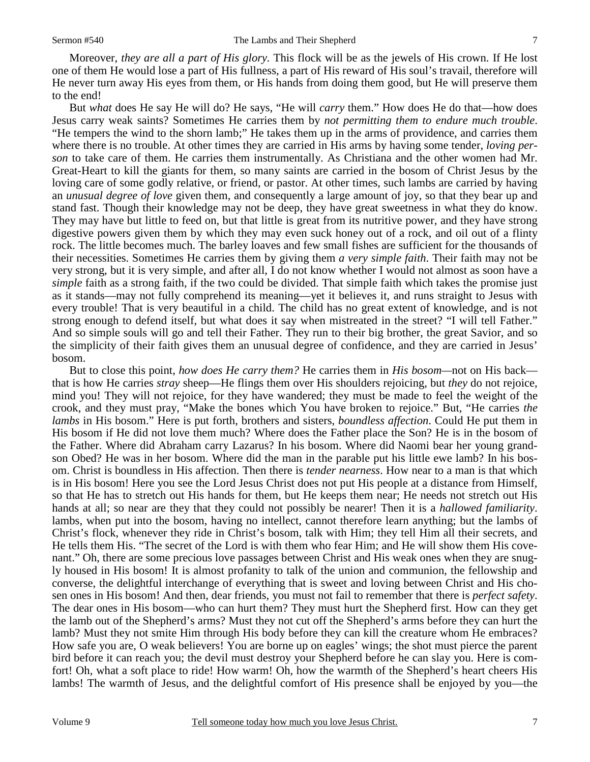Moreover, *they are all a part of His glory.* This flock will be as the jewels of His crown. If He lost one of them He would lose a part of His fullness, a part of His reward of His soul's travail, therefore will He never turn away His eyes from them, or His hands from doing them good, but He will preserve them to the end!

But *what* does He say He will do? He says, "He will *carry* them." How does He do that—how does Jesus carry weak saints? Sometimes He carries them by *not permitting them to endure much trouble*. "He tempers the wind to the shorn lamb;" He takes them up in the arms of providence, and carries them where there is no trouble. At other times they are carried in His arms by having some tender, *loving person* to take care of them. He carries them instrumentally. As Christiana and the other women had Mr. Great-Heart to kill the giants for them, so many saints are carried in the bosom of Christ Jesus by the loving care of some godly relative, or friend, or pastor. At other times, such lambs are carried by having an *unusual degree of love* given them, and consequently a large amount of joy, so that they bear up and stand fast. Though their knowledge may not be deep, they have great sweetness in what they do know. They may have but little to feed on, but that little is great from its nutritive power, and they have strong digestive powers given them by which they may even suck honey out of a rock, and oil out of a flinty rock. The little becomes much. The barley loaves and few small fishes are sufficient for the thousands of their necessities. Sometimes He carries them by giving them *a very simple faith*. Their faith may not be very strong, but it is very simple, and after all, I do not know whether I would not almost as soon have a *simple* faith as a strong faith, if the two could be divided. That simple faith which takes the promise just as it stands—may not fully comprehend its meaning—yet it believes it, and runs straight to Jesus with every trouble! That is very beautiful in a child. The child has no great extent of knowledge, and is not strong enough to defend itself, but what does it say when mistreated in the street? "I will tell Father." And so simple souls will go and tell their Father. They run to their big brother, the great Savior, and so the simplicity of their faith gives them an unusual degree of confidence, and they are carried in Jesus' bosom.

But to close this point, *how does He carry them?* He carries them in *His bosom*—not on His back—that is how He carries *stray* sheep—He flings them over His shoulders rejoicing, but *they* do not rejoice, mind you! They will not rejoice, for they have wandered; they must be made to feel the weight of the crook, and they must pray, "Make the bones which You have broken to rejoice." But, "He carries *the lambs* in His bosom." Here is put forth, brothers and sisters, *boundless affection*. Could He put them in His bosom if He did not love them much? Where does the Father place the Son? He is in the bosom of the Father. Where did Abraham carry Lazarus? In his bosom. Where did Naomi bear her young grandson Obed? He was in her bosom. Where did the man in the parable put his little ewe lamb? In his bosom. Christ is boundless in His affection. Then there is *tender nearness*. How near to a man is that which is in His bosom! Here you see the Lord Jesus Christ does not put His people at a distance from Himself, so that He has to stretch out His hands for them, but He keeps them near; He needs not stretch out His hands at all; so near are they that they could not possibly be nearer! Then it is a *hallowed familiarity*. lambs, when put into the bosom, having no intellect, cannot therefore learn anything; but the lambs of Christ's flock, whenever they ride in Christ's bosom, talk with Him; they tell Him all their secrets, and He tells them His. "The secret of the Lord is with them who fear Him; and He will show them His covenant." Oh, there are some precious love passages between Christ and His weak ones when they are snugly housed in His bosom! It is almost profanity to talk of the union and communion, the fellowship and converse, the delightful interchange of everything that is sweet and loving between Christ and His chosen ones in His bosom! And then, dear friends, you must not fail to remember that there is *perfect safety*. The dear ones in His bosom—who can hurt them? They must hurt the Shepherd first. How can they get the lamb out of the Shepherd's arms? Must they not cut off the Shepherd's arms before they can hurt the lamb? Must they not smite Him through His body before they can kill the creature whom He embraces? How safe you are, O weak believers! You are borne up on eagles' wings; the shot must pierce the parent bird before it can reach you; the devil must destroy your Shepherd before he can slay you. Here is comfort! Oh, what a soft place to ride! How warm! Oh, how the warmth of the Shepherd's heart cheers His lambs! The warmth of Jesus, and the delightful comfort of His presence shall be enjoyed by you—the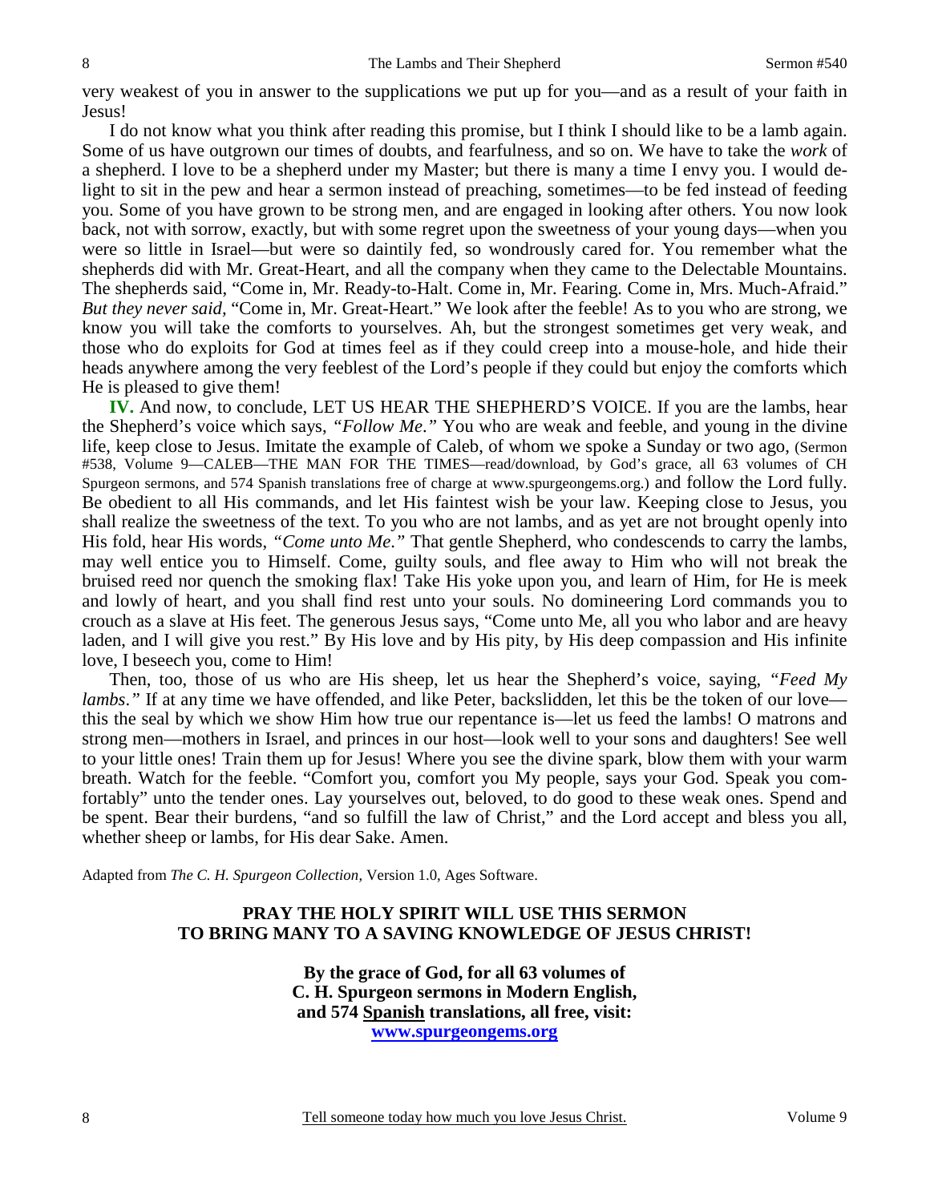very weakest of you in answer to the supplications we put up for you—and as a result of your faith in Jesus!

I do not know what you think after reading this promise, but I think I should like to be a lamb again. Some of us have outgrown our times of doubts, and fearfulness, and so on. We have to take the *work* of a shepherd. I love to be a shepherd under my Master; but there is many a time I envy you. I would delight to sit in the pew and hear a sermon instead of preaching, sometimes—to be fed instead of feeding you. Some of you have grown to be strong men, and are engaged in looking after others. You now look back, not with sorrow, exactly, but with some regret upon the sweetness of your young days—when you were so little in Israel—but were so daintily fed, so wondrously cared for. You remember what the shepherds did with Mr. Great-Heart, and all the company when they came to the Delectable Mountains. The shepherds said, "Come in, Mr. Ready-to-Halt. Come in, Mr. Fearing. Come in, Mrs. Much-Afraid." *But they never said,* "Come in, Mr. Great-Heart." We look after the feeble! As to you who are strong, we know you will take the comforts to yourselves. Ah, but the strongest sometimes get very weak, and those who do exploits for God at times feel as if they could creep into a mouse-hole, and hide their heads anywhere among the very feeblest of the Lord's people if they could but enjoy the comforts which He is pleased to give them!

**IV.** And now, to conclude, LET US HEAR THE SHEPHERD'S VOICE. If you are the lambs, hear the Shepherd's voice which says, *"Follow Me."* You who are weak and feeble, and young in the divine life, keep close to Jesus. Imitate the example of Caleb, of whom we spoke a Sunday or two ago, (Sermon #538, Volume 9—CALEB—THE MAN FOR THE TIMES—read/download, by God's grace, all 63 volumes of CH Spurgeon sermons, and 574 Spanish translations free of charge at www.spurgeongems.org.) and follow the Lord fully. Be obedient to all His commands, and let His faintest wish be your law. Keeping close to Jesus, you shall realize the sweetness of the text. To you who are not lambs, and as yet are not brought openly into His fold, hear His words, *"Come unto Me."* That gentle Shepherd, who condescends to carry the lambs, may well entice you to Himself. Come, guilty souls, and flee away to Him who will not break the bruised reed nor quench the smoking flax! Take His yoke upon you, and learn of Him, for He is meek and lowly of heart, and you shall find rest unto your souls. No domineering Lord commands you to crouch as a slave at His feet. The generous Jesus says, "Come unto Me, all you who labor and are heavy laden, and I will give you rest." By His love and by His pity, by His deep compassion and His infinite love, I beseech you, come to Him!

Then, too, those of us who are His sheep, let us hear the Shepherd's voice, saying, *"Feed My lambs."* If at any time we have offended, and like Peter, backslidden, let this be the token of our love—this the seal by which we show Him how true our repentance is—let us feed the lambs! O matrons and strong men—mothers in Israel, and princes in our host—look well to your sons and daughters! See well to your little ones! Train them up for Jesus! Where you see the divine spark, blow them with your warm breath. Watch for the feeble. "Comfort you, comfort you My people, says your God. Speak you comfortably" unto the tender ones. Lay yourselves out, beloved, to do good to these weak ones. Spend and be spent. Bear their burdens, "and so fulfill the law of Christ," and the Lord accept and bless you all, whether sheep or lambs, for His dear Sake. Amen.

Adapted from *The C. H. Spurgeon Collection,* Version 1.0, Ages Software.

**PRAY THE HOLY SPIRIT WILL USE THIS SERMON TO BRING MANY TO A SAVING KNOWLEDGE OF JESUS CHRIST!**

**By the grace of God, for all 63 volumes of C. H. Spurgeon sermons in Modern English, and 574 Spanish translations, all free, visit: www.spurgeongems.org**